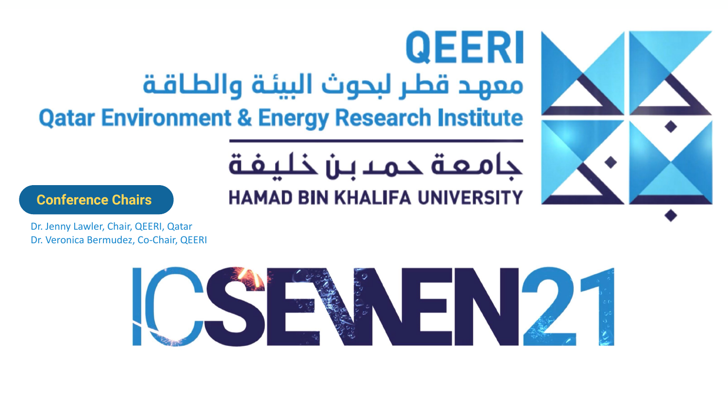# QEERI

معهد قطر لبحوث البيئة والطاقة

## Qatar Environment & Energy Research Institute

جامعة حمد بن خليفة

HAMAD BIN KHALIFA UNIVERSITY

**Conference Chairs**

Dr. Jenny Lawler, Chair, QEERI, Qatar
Dr. Veronica Bermudez, Co-Chair, QEERI

# ICSEWEN21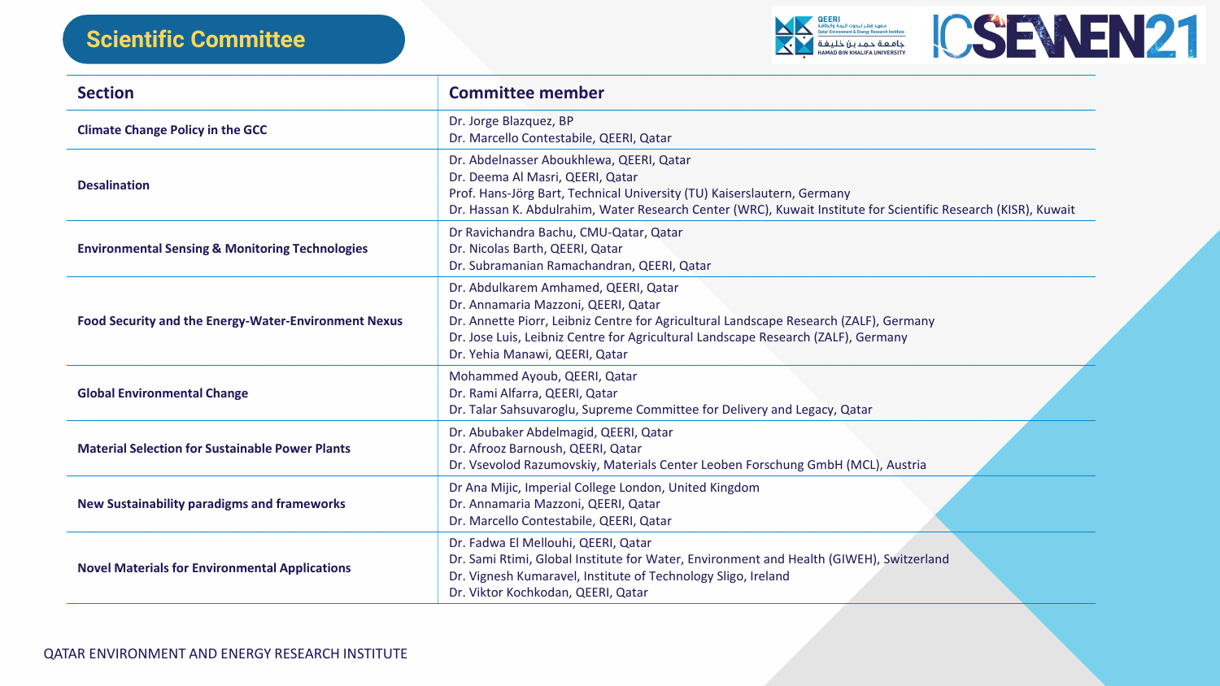# Scientific Committee

| Section | Committee member |
|---|---|
| **Climate Change Policy in the GCC** | Dr. Jorge Blazquez, BP<br>Dr. Marcello Contestabile, QEERI, Qatar |
| **Desalination** | Dr. Abdelnasser Aboukhlewa, QEERI, Qatar<br>Dr. Deema Al Masri, QEERI, Qatar<br>Prof. Hans-Jörg Bart, Technical University (TU) Kaiserslautern, Germany<br>Dr. Hassan K. Abdulrahim, Water Research Center (WRC), Kuwait Institute for Scientific Research (KISR), Kuwait |
| **Environmental Sensing & Monitoring Technologies** | Dr Ravichandra Bachu, CMU-Qatar, Qatar<br>Dr. Nicolas Barth, QEERI, Qatar<br>Dr. Subramanian Ramachandran, QEERI, Qatar |
| **Food Security and the Energy-Water-Environment Nexus** | Dr. Abdulkarem Amhamed, QEERI, Qatar<br>Dr. Annamaria Mazzoni, QEERI, Qatar<br>Dr. Annette Piorr, Leibniz Centre for Agricultural Landscape Research (ZALF), Germany<br>Dr. Jose Luis, Leibniz Centre for Agricultural Landscape Research (ZALF), Germany<br>Dr. Yehia Manawi, QEERI, Qatar |
| **Global Environmental Change** | Mohammed Ayoub, QEERI, Qatar<br>Dr. Rami Alfarra, QEERI, Qatar<br>Dr. Talar Sahsuvaroglu, Supreme Committee for Delivery and Legacy, Qatar |
| **Material Selection for Sustainable Power Plants** | Dr. Abubaker Abdelmagid, QEERI, Qatar<br>Dr. Afrooz Barnoush, QEERI, Qatar<br>Dr. Vsevolod Razumovskiy, Materials Center Leoben Forschung GmbH (MCL), Austria |
| **New Sustainability paradigms and frameworks** | Dr Ana Mijic, Imperial College London, United Kingdom<br>Dr. Annamaria Mazzoni, QEERI, Qatar<br>Dr. Marcello Contestabile, QEERI, Qatar |
| **Novel Materials for Environmental Applications** | Dr. Fadwa El Mellouhi, QEERI, Qatar<br>Dr. Sami Rtimi, Global Institute for Water, Environment and Health (GIWEH), Switzerland<br>Dr. Vignesh Kumaravel, Institute of Technology Sligo, Ireland<br>Dr. Viktor Kochkodan, QEERI, Qatar |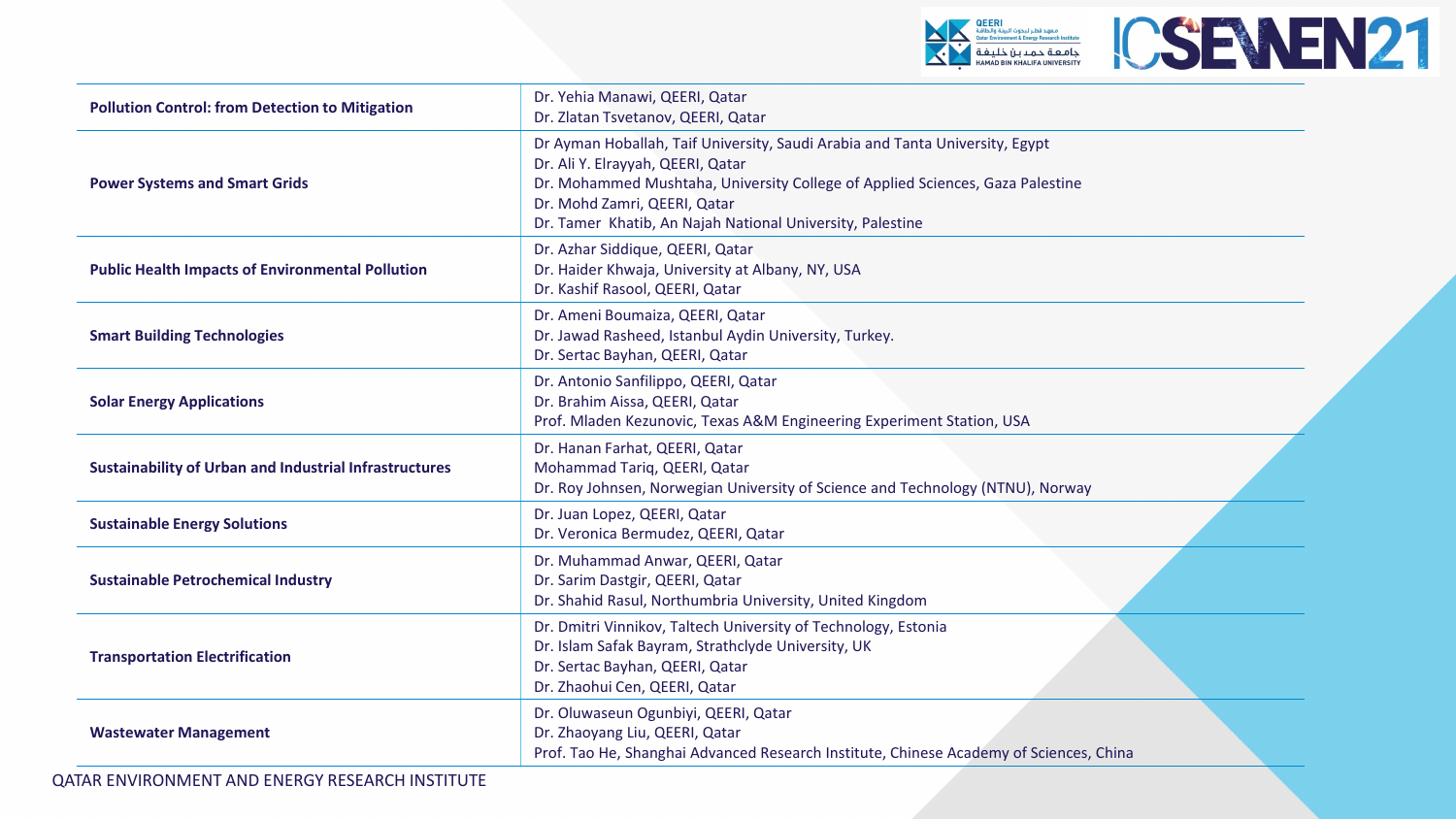| | |
|---|---|
| **Pollution Control: from Detection to Mitigation** | Dr. Yehia Manawi, QEERI, Qatar<br>Dr. Zlatan Tsvetanov, QEERI, Qatar |
| **Power Systems and Smart Grids** | Dr Ayman Hoballah, Taif University, Saudi Arabia and Tanta University, Egypt<br>Dr. Ali Y. Elrayyah, QEERI, Qatar<br>Dr. Mohammed Mushtaha, University College of Applied Sciences, Gaza Palestine<br>Dr. Mohd Zamri, QEERI, Qatar<br>Dr. Tamer Khatib, An Najah National University, Palestine |
| **Public Health Impacts of Environmental Pollution** | Dr. Azhar Siddique, QEERI, Qatar<br>Dr. Haider Khwaja, University at Albany, NY, USA<br>Dr. Kashif Rasool, QEERI, Qatar |
| **Smart Building Technologies** | Dr. Ameni Boumaiza, QEERI, Qatar<br>Dr. Jawad Rasheed, Istanbul Aydin University, Turkey.<br>Dr. Sertac Bayhan, QEERI, Qatar |
| **Solar Energy Applications** | Dr. Antonio Sanfilippo, QEERI, Qatar<br>Dr. Brahim Aissa, QEERI, Qatar<br>Prof. Mladen Kezunovic, Texas A&M Engineering Experiment Station, USA |
| **Sustainability of Urban and Industrial Infrastructures** | Dr. Hanan Farhat, QEERI, Qatar<br>Mohammad Tariq, QEERI, Qatar<br>Dr. Roy Johnsen, Norwegian University of Science and Technology (NTNU), Norway |
| **Sustainable Energy Solutions** | Dr. Juan Lopez, QEERI, Qatar<br>Dr. Veronica Bermudez, QEERI, Qatar |
| **Sustainable Petrochemical Industry** | Dr. Muhammad Anwar, QEERI, Qatar<br>Dr. Sarim Dastgir, QEERI, Qatar<br>Dr. Shahid Rasul, Northumbria University, United Kingdom |
| **Transportation Electrification** | Dr. Dmitri Vinnikov, Taltech University of Technology, Estonia<br>Dr. Islam Safak Bayram, Strathclyde University, UK<br>Dr. Sertac Bayhan, QEERI, Qatar<br>Dr. Zhaohui Cen, QEERI, Qatar |
| **Wastewater Management** | Dr. Oluwaseun Ogunbiyi, QEERI, Qatar<br>Dr. Zhaoyang Liu, QEERI, Qatar<br>Prof. Tao He, Shanghai Advanced Research Institute, Chinese Academy of Sciences, China |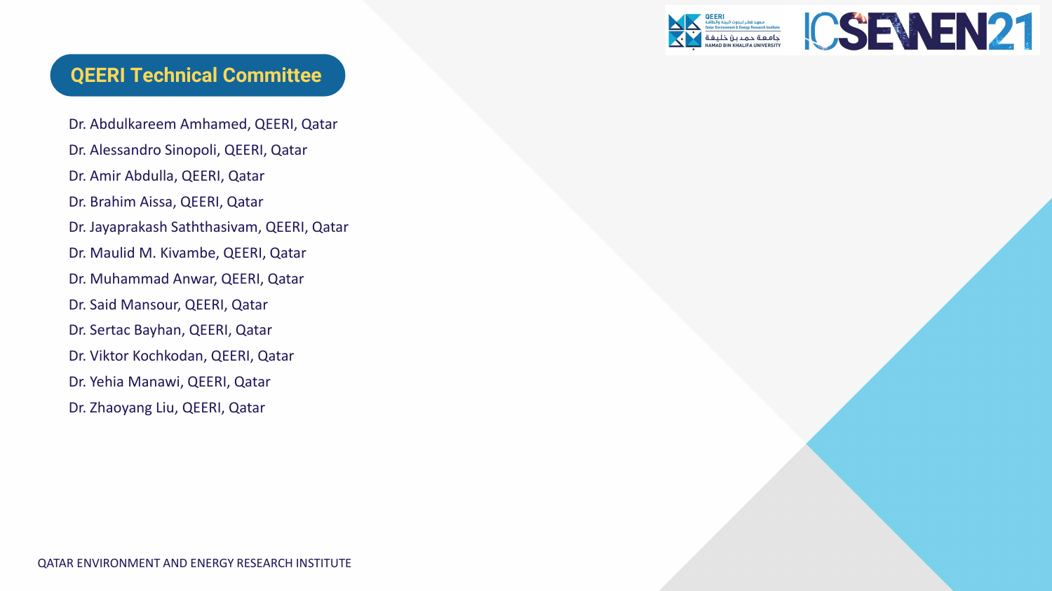## QEERI Technical Committee

Dr. Abdulkareem Amhamed, QEERI, Qatar

Dr. Alessandro Sinopoli, QEERI, Qatar

Dr. Amir Abdulla, QEERI, Qatar

Dr. Brahim Aissa, QEERI, Qatar

Dr. Jayaprakash Saththasivam, QEERI, Qatar

Dr. Maulid M. Kivambe, QEERI, Qatar

Dr. Muhammad Anwar, QEERI, Qatar

Dr. Said Mansour, QEERI, Qatar

Dr. Sertac Bayhan, QEERI, Qatar

Dr. Viktor Kochkodan, QEERI, Qatar

Dr. Yehia Manawi, QEERI, Qatar

Dr. Zhaoyang Liu, QEERI, Qatar